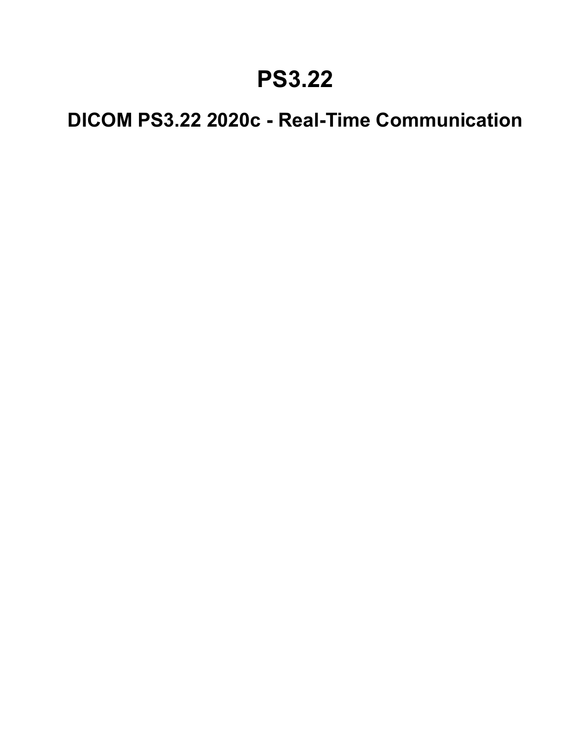# PS3.22

## DICOM PS3.22 2020c - Real-Time Communication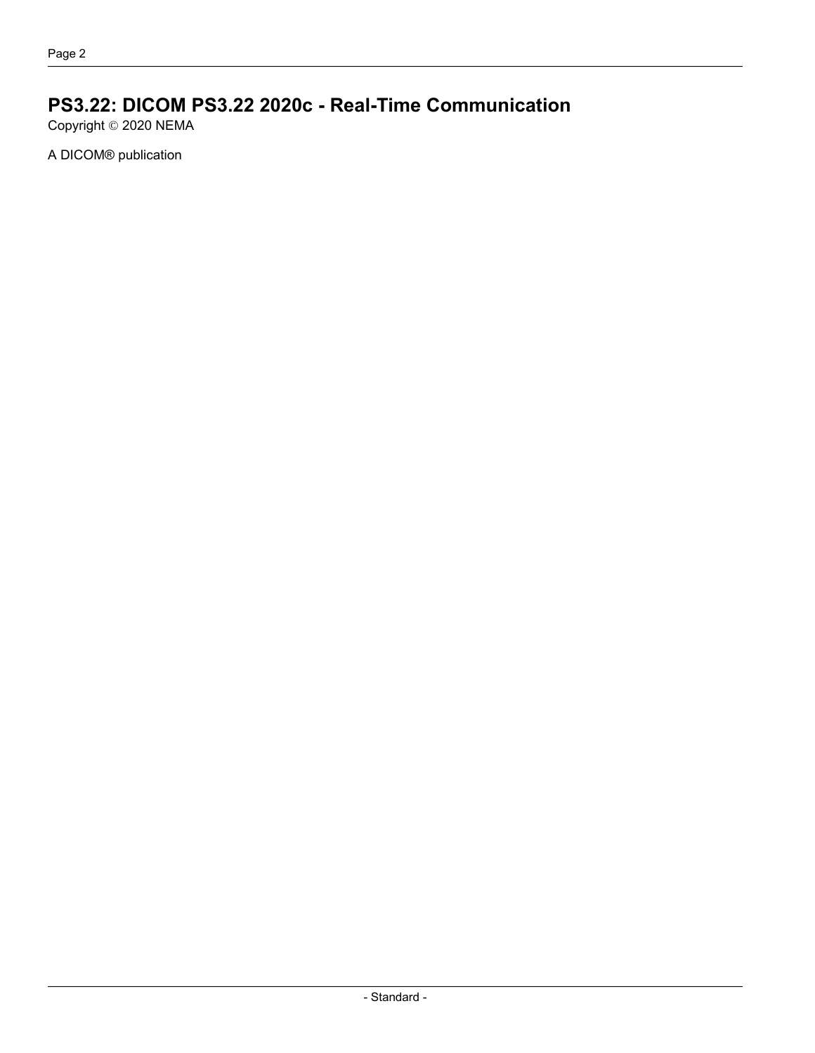# PS3.22: DICOM PS3.22 2020c - Real-Time Communication

Copyright © 2020 NEMA

A DICOM® publication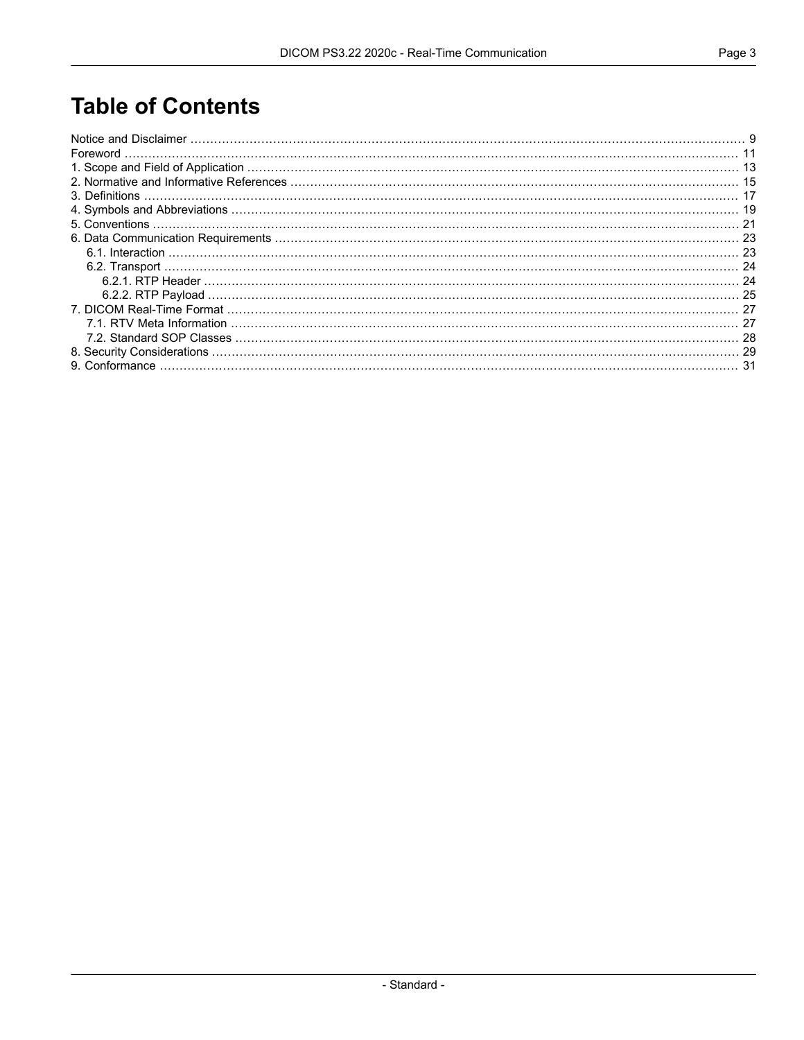# Table of Contents

Notice and Disclaimer ..... 9
Foreword ..... 11
1. Scope and Field of Application ..... 13
2. Normative and Informative References ..... 15
3. Definitions ..... 17
4. Symbols and Abbreviations ..... 19
5. Conventions ..... 21
6. Data Communication Requirements ..... 23
  6.1. Interaction ..... 23
  6.2. Transport ..... 24
    6.2.1. RTP Header ..... 24
    6.2.2. RTP Payload ..... 25
7. DICOM Real-Time Format ..... 27
  7.1. RTV Meta Information ..... 27
  7.2. Standard SOP Classes ..... 28
8. Security Considerations ..... 29
9. Conformance ..... 31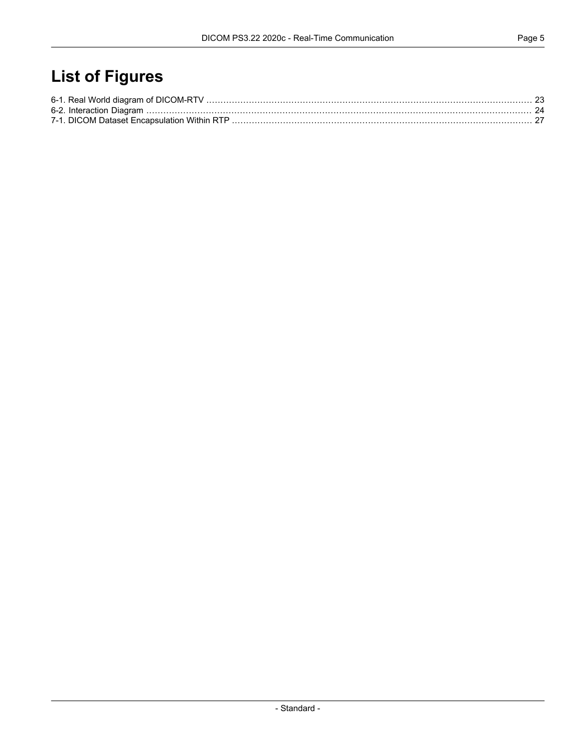# List of Figures

6-1. Real World diagram of DICOM-RTV ........................................................................................................ 23
6-2. Interaction Diagram ................................................................................................................................. 24
7-1. DICOM Dataset Encapsulation Within RTP ............................................................................................. 27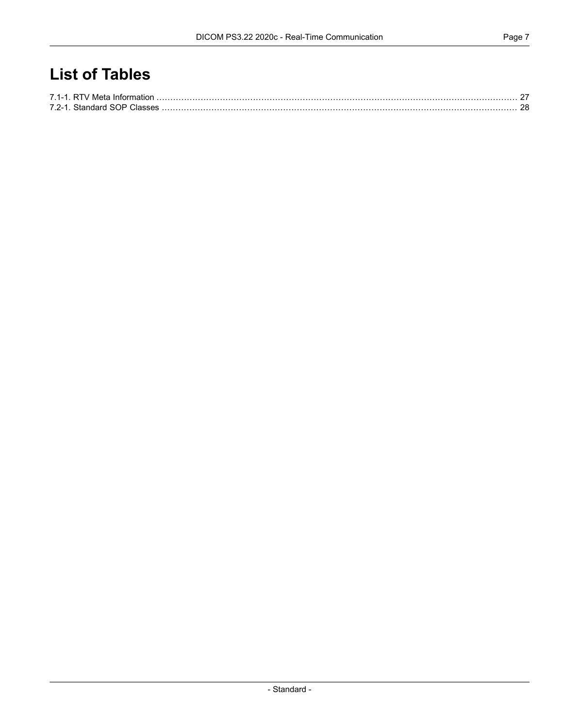# List of Tables

7.1-1. RTV Meta Information ........................................................................................................................ 27
7.2-1. Standard SOP Classes ........................................................................................................................ 28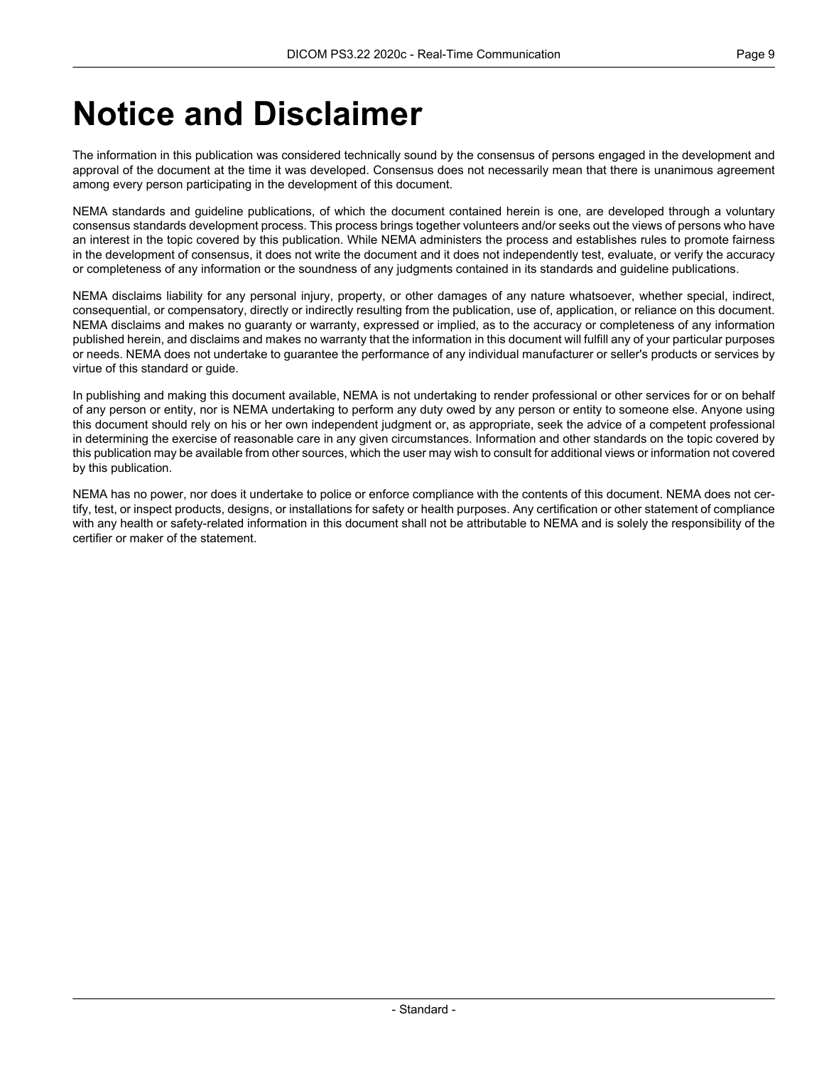# Notice and Disclaimer

The information in this publication was considered technically sound by the consensus of persons engaged in the development and approval of the document at the time it was developed. Consensus does not necessarily mean that there is unanimous agreement among every person participating in the development of this document.

NEMA standards and guideline publications, of which the document contained herein is one, are developed through a voluntary consensus standards development process. This process brings together volunteers and/or seeks out the views of persons who have an interest in the topic covered by this publication. While NEMA administers the process and establishes rules to promote fairness in the development of consensus, it does not write the document and it does not independently test, evaluate, or verify the accuracy or completeness of any information or the soundness of any judgments contained in its standards and guideline publications.

NEMA disclaims liability for any personal injury, property, or other damages of any nature whatsoever, whether special, indirect, consequential, or compensatory, directly or indirectly resulting from the publication, use of, application, or reliance on this document. NEMA disclaims and makes no guaranty or warranty, expressed or implied, as to the accuracy or completeness of any information published herein, and disclaims and makes no warranty that the information in this document will fulfill any of your particular purposes or needs. NEMA does not undertake to guarantee the performance of any individual manufacturer or seller's products or services by virtue of this standard or guide.

In publishing and making this document available, NEMA is not undertaking to render professional or other services for or on behalf of any person or entity, nor is NEMA undertaking to perform any duty owed by any person or entity to someone else. Anyone using this document should rely on his or her own independent judgment or, as appropriate, seek the advice of a competent professional in determining the exercise of reasonable care in any given circumstances. Information and other standards on the topic covered by this publication may be available from other sources, which the user may wish to consult for additional views or information not covered by this publication.

NEMA has no power, nor does it undertake to police or enforce compliance with the contents of this document. NEMA does not certify, test, or inspect products, designs, or installations for safety or health purposes. Any certification or other statement of compliance with any health or safety-related information in this document shall not be attributable to NEMA and is solely the responsibility of the certifier or maker of the statement.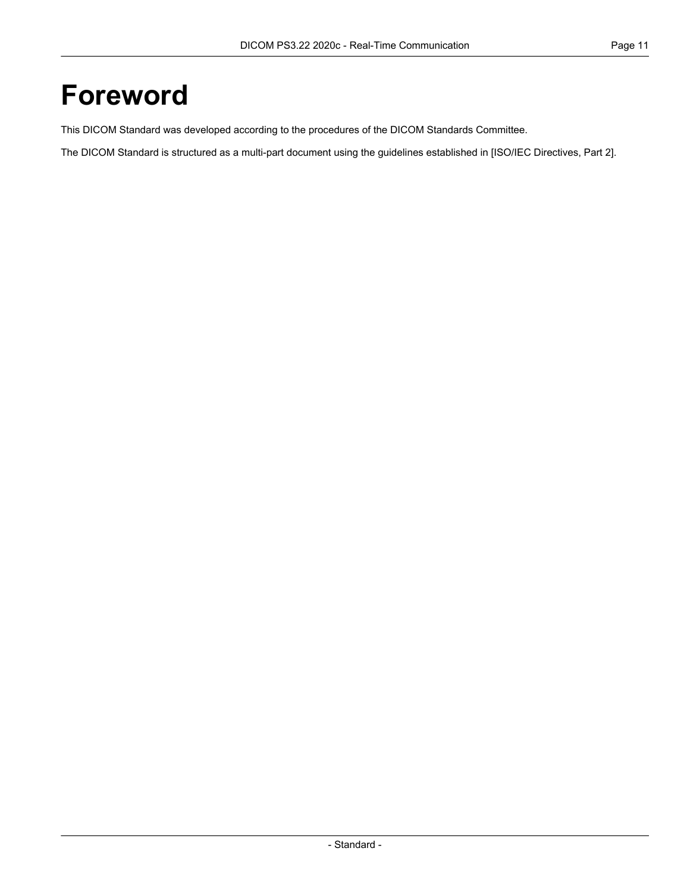# Foreword

This DICOM Standard was developed according to the procedures of the DICOM Standards Committee.

The DICOM Standard is structured as a multi-part document using the guidelines established in [ISO/IEC Directives, Part 2].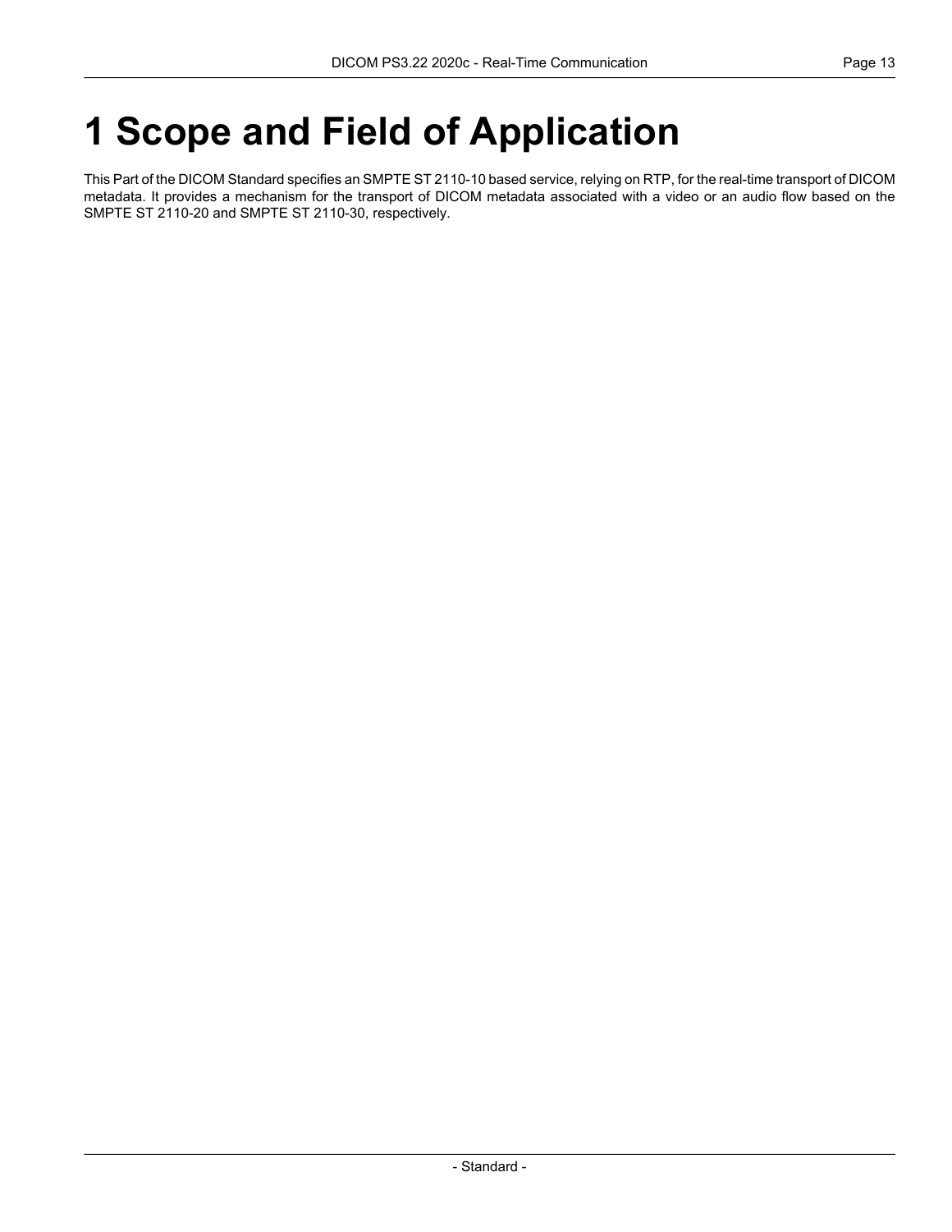# 1 Scope and Field of Application

This Part of the DICOM Standard specifies an SMPTE ST 2110-10 based service, relying on RTP, for the real-time transport of DICOM metadata. It provides a mechanism for the transport of DICOM metadata associated with a video or an audio flow based on the SMPTE ST 2110-20 and SMPTE ST 2110-30, respectively.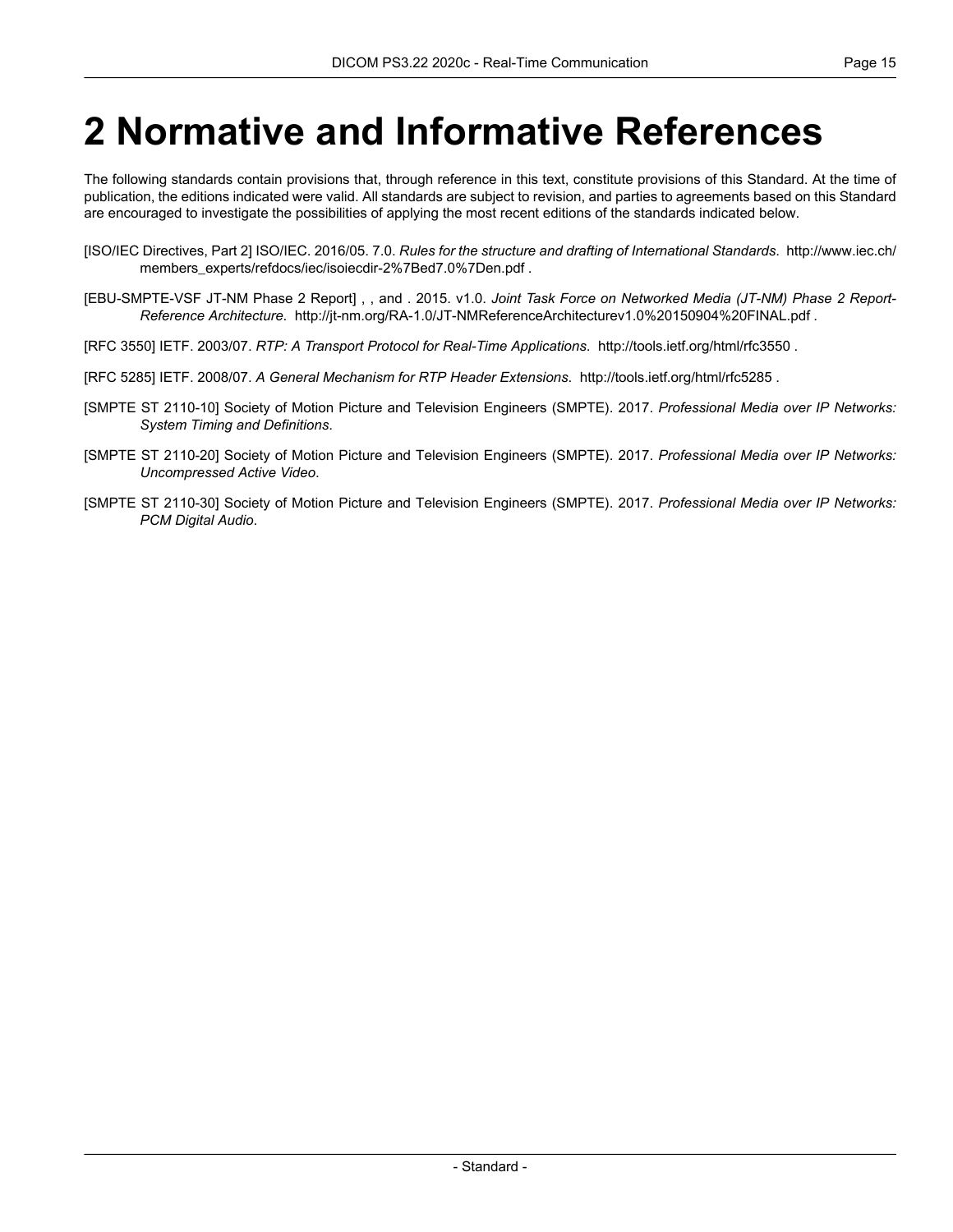# 2 Normative and Informative References

The following standards contain provisions that, through reference in this text, constitute provisions of this Standard. At the time of publication, the editions indicated were valid. All standards are subject to revision, and parties to agreements based on this Standard are encouraged to investigate the possibilities of applying the most recent editions of the standards indicated below.

[ISO/IEC Directives, Part 2] ISO/IEC. 2016/05. 7.0. *Rules for the structure and drafting of International Standards*. http://www.iec.ch/members_experts/refdocs/iec/isoiecdir-2%7Bed7.0%7Den.pdf .

[EBU-SMPTE-VSF JT-NM Phase 2 Report] , , and . 2015. v1.0. *Joint Task Force on Networked Media (JT-NM) Phase 2 Report-Reference Architecture*. http://jt-nm.org/RA-1.0/JT-NMReferenceArchitecturev1.0%20150904%20FINAL.pdf .

[RFC 3550] IETF. 2003/07. *RTP: A Transport Protocol for Real-Time Applications*. http://tools.ietf.org/html/rfc3550 .

[RFC 5285] IETF. 2008/07. *A General Mechanism for RTP Header Extensions*. http://tools.ietf.org/html/rfc5285 .

[SMPTE ST 2110-10] Society of Motion Picture and Television Engineers (SMPTE). 2017. *Professional Media over IP Networks: System Timing and Definitions*.

[SMPTE ST 2110-20] Society of Motion Picture and Television Engineers (SMPTE). 2017. *Professional Media over IP Networks: Uncompressed Active Video*.

[SMPTE ST 2110-30] Society of Motion Picture and Television Engineers (SMPTE). 2017. *Professional Media over IP Networks: PCM Digital Audio*.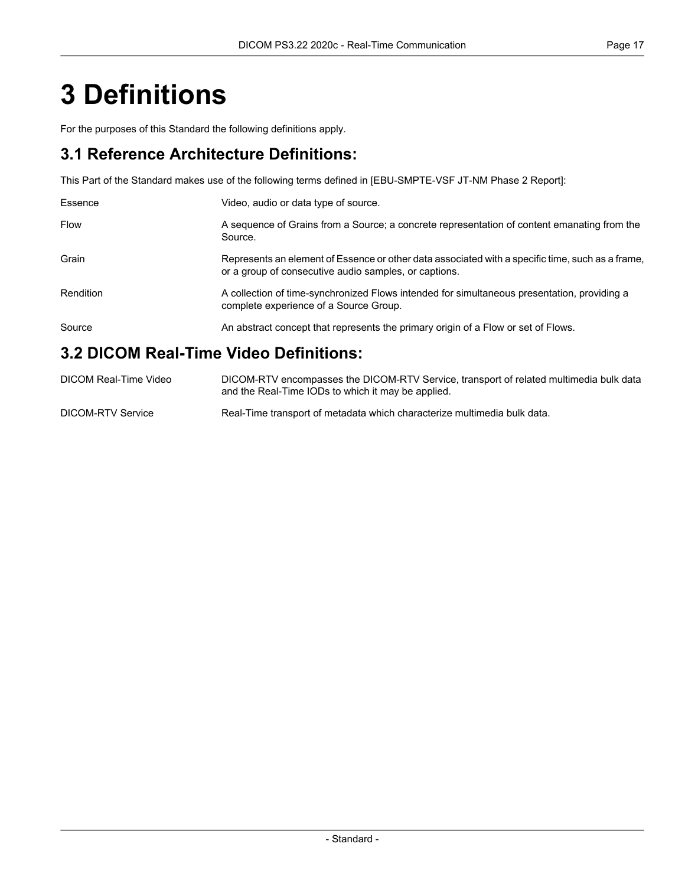# 3 Definitions

For the purposes of this Standard the following definitions apply.

## 3.1 Reference Architecture Definitions:

This Part of the Standard makes use of the following terms defined in [EBU-SMPTE-VSF JT-NM Phase 2 Report]:

Essence
: Video, audio or data type of source.

Flow
: A sequence of Grains from a Source; a concrete representation of content emanating from the Source.

Grain
: Represents an element of Essence or other data associated with a specific time, such as a frame, or a group of consecutive audio samples, or captions.

Rendition
: A collection of time-synchronized Flows intended for simultaneous presentation, providing a complete experience of a Source Group.

Source
: An abstract concept that represents the primary origin of a Flow or set of Flows.

## 3.2 DICOM Real-Time Video Definitions:

DICOM Real-Time Video
: DICOM-RTV encompasses the DICOM-RTV Service, transport of related multimedia bulk data and the Real-Time IODs to which it may be applied.

DICOM-RTV Service
: Real-Time transport of metadata which characterize multimedia bulk data.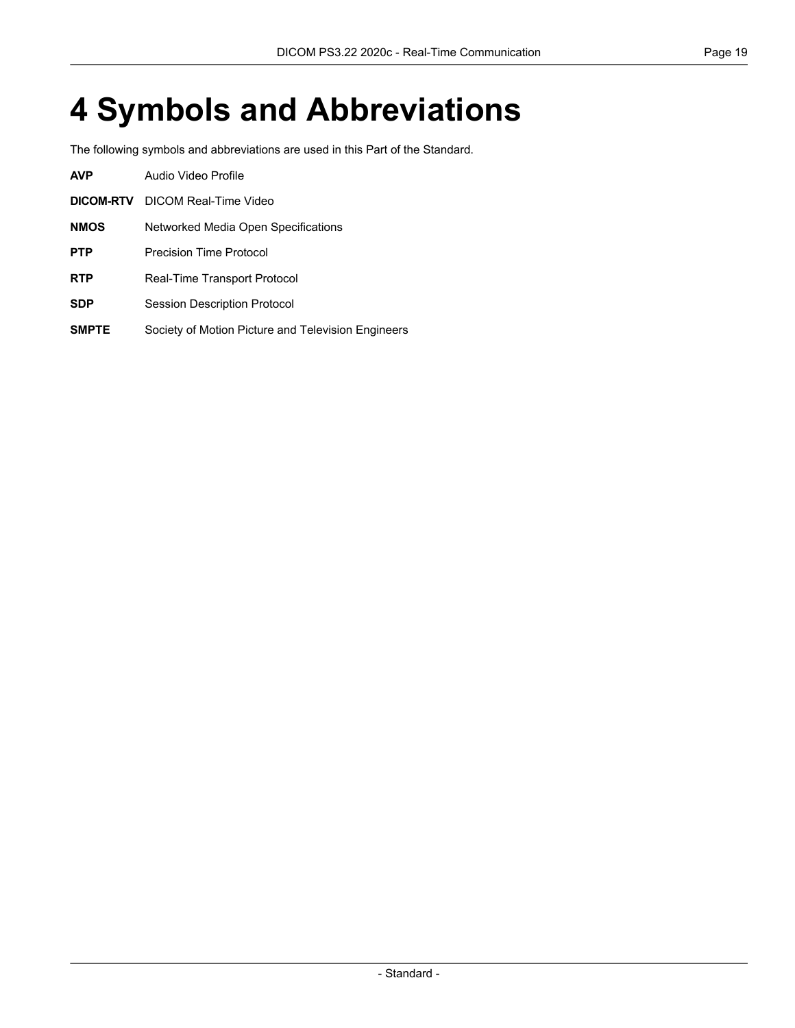# 4 Symbols and Abbreviations

The following symbols and abbreviations are used in this Part of the Standard.

**AVP** Audio Video Profile

**DICOM-RTV** DICOM Real-Time Video

**NMOS** Networked Media Open Specifications

**PTP** Precision Time Protocol

**RTP** Real-Time Transport Protocol

**SDP** Session Description Protocol

**SMPTE** Society of Motion Picture and Television Engineers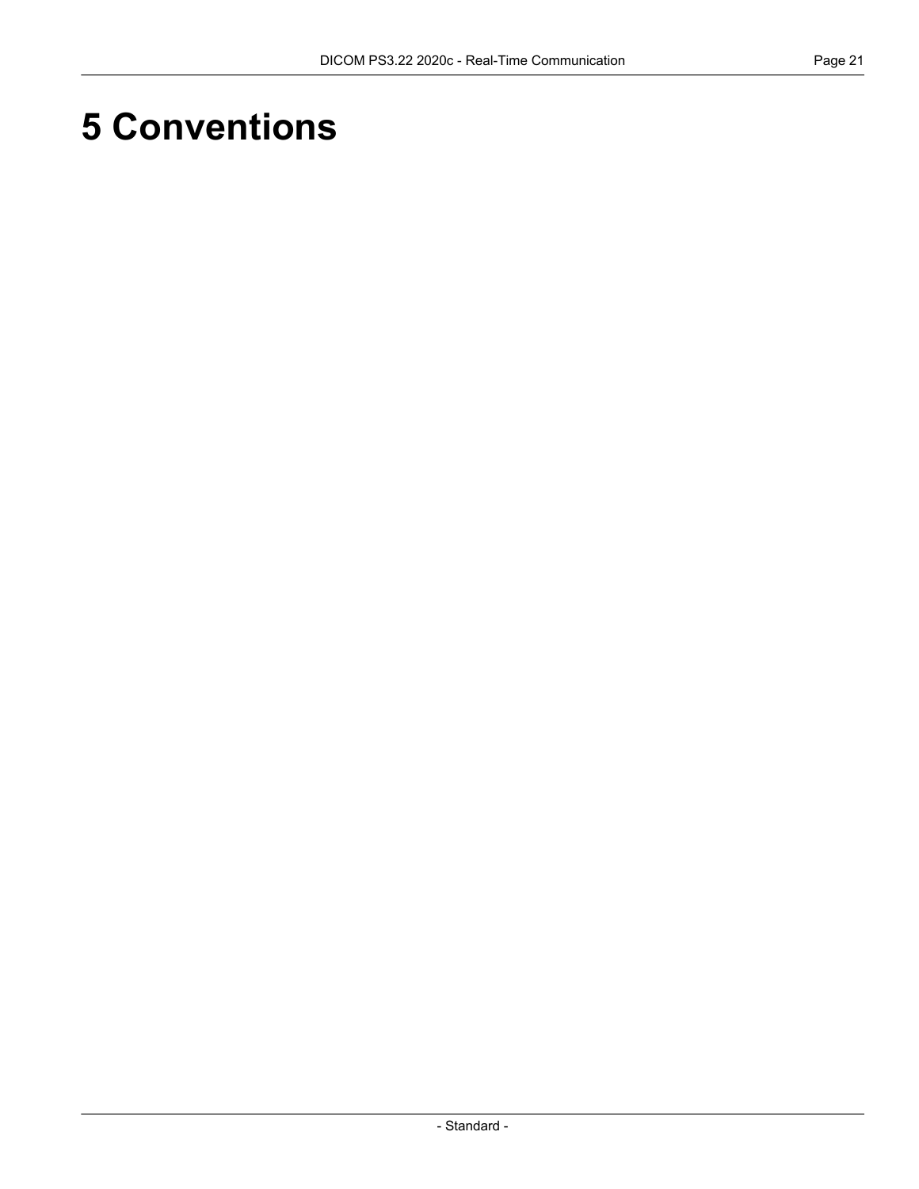# 5 Conventions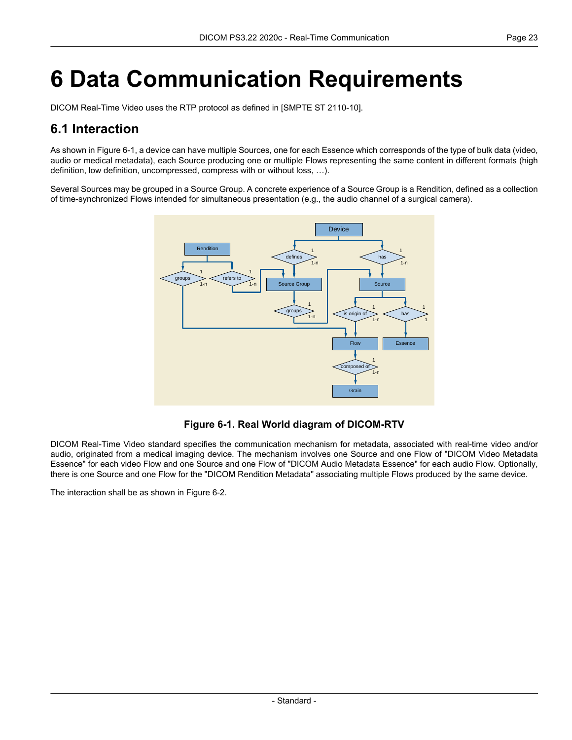# 6 Data Communication Requirements

DICOM Real-Time Video uses the RTP protocol as defined in [SMPTE ST 2110-10].

## 6.1 Interaction

As shown in Figure 6-1, a device can have multiple Sources, one for each Essence which corresponds of the type of bulk data (video, audio or medical metadata), each Source producing one or multiple Flows representing the same content in different formats (high definition, low definition, uncompressed, compress with or without loss, …).

Several Sources may be grouped in a Source Group. A concrete experience of a Source Group is a Rendition, defined as a collection of time-synchronized Flows intended for simultaneous presentation (e.g., the audio channel of a surgical camera).

**Figure 6-1. Real World diagram of DICOM-RTV**

DICOM Real-Time Video standard specifies the communication mechanism for metadata, associated with real-time video and/or audio, originated from a medical imaging device. The mechanism involves one Source and one Flow of "DICOM Video Metadata Essence" for each video Flow and one Source and one Flow of "DICOM Audio Metadata Essence" for each audio Flow. Optionally, there is one Source and one Flow for the "DICOM Rendition Metadata" associating multiple Flows produced by the same device.

The interaction shall be as shown in Figure 6-2.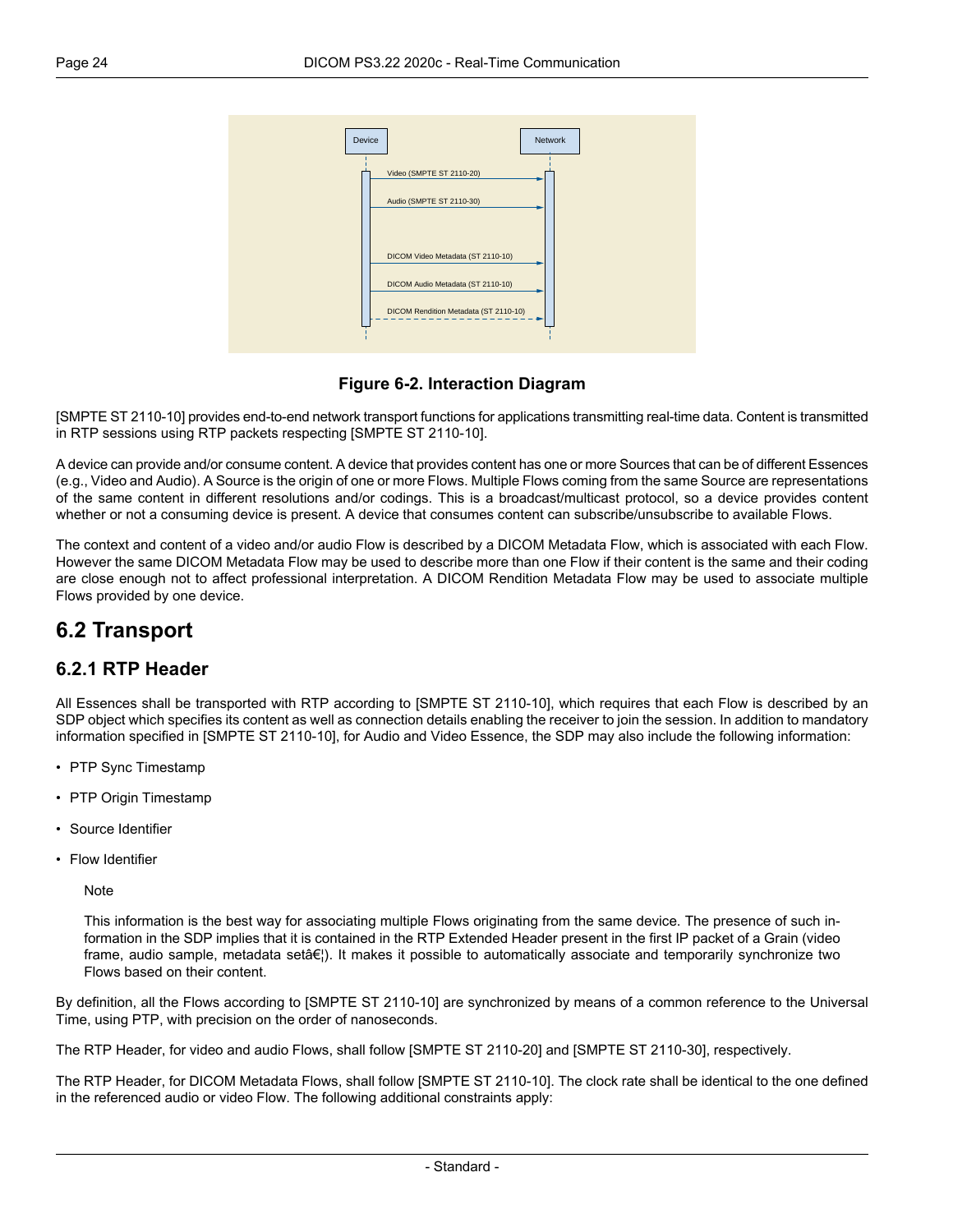Figure 6-2. Interaction Diagram

[SMPTE ST 2110-10] provides end-to-end network transport functions for applications transmitting real-time data. Content is transmitted in RTP sessions using RTP packets respecting [SMPTE ST 2110-10].

A device can provide and/or consume content. A device that provides content has one or more Sources that can be of different Essences (e.g., Video and Audio). A Source is the origin of one or more Flows. Multiple Flows coming from the same Source are representations of the same content in different resolutions and/or codings. This is a broadcast/multicast protocol, so a device provides content whether or not a consuming device is present. A device that consumes content can subscribe/unsubscribe to available Flows.

The context and content of a video and/or audio Flow is described by a DICOM Metadata Flow, which is associated with each Flow. However the same DICOM Metadata Flow may be used to describe more than one Flow if their content is the same and their coding are close enough not to affect professional interpretation. A DICOM Rendition Metadata Flow may be used to associate multiple Flows provided by one device.

## 6.2 Transport

### 6.2.1 RTP Header

All Essences shall be transported with RTP according to [SMPTE ST 2110-10], which requires that each Flow is described by an SDP object which specifies its content as well as connection details enabling the receiver to join the session. In addition to mandatory information specified in [SMPTE ST 2110-10], for Audio and Video Essence, the SDP may also include the following information:

- PTP Sync Timestamp
- PTP Origin Timestamp
- Source Identifier
- Flow Identifier

> Note
>
> This information is the best way for associating multiple Flows originating from the same device. The presence of such information in the SDP implies that it is contained in the RTP Extended Header present in the first IP packet of a Grain (video frame, audio sample, metadata setâ€¦). It makes it possible to automatically associate and temporarily synchronize two Flows based on their content.

By definition, all the Flows according to [SMPTE ST 2110-10] are synchronized by means of a common reference to the Universal Time, using PTP, with precision on the order of nanoseconds.

The RTP Header, for video and audio Flows, shall follow [SMPTE ST 2110-20] and [SMPTE ST 2110-30], respectively.

The RTP Header, for DICOM Metadata Flows, shall follow [SMPTE ST 2110-10]. The clock rate shall be identical to the one defined in the referenced audio or video Flow. The following additional constraints apply: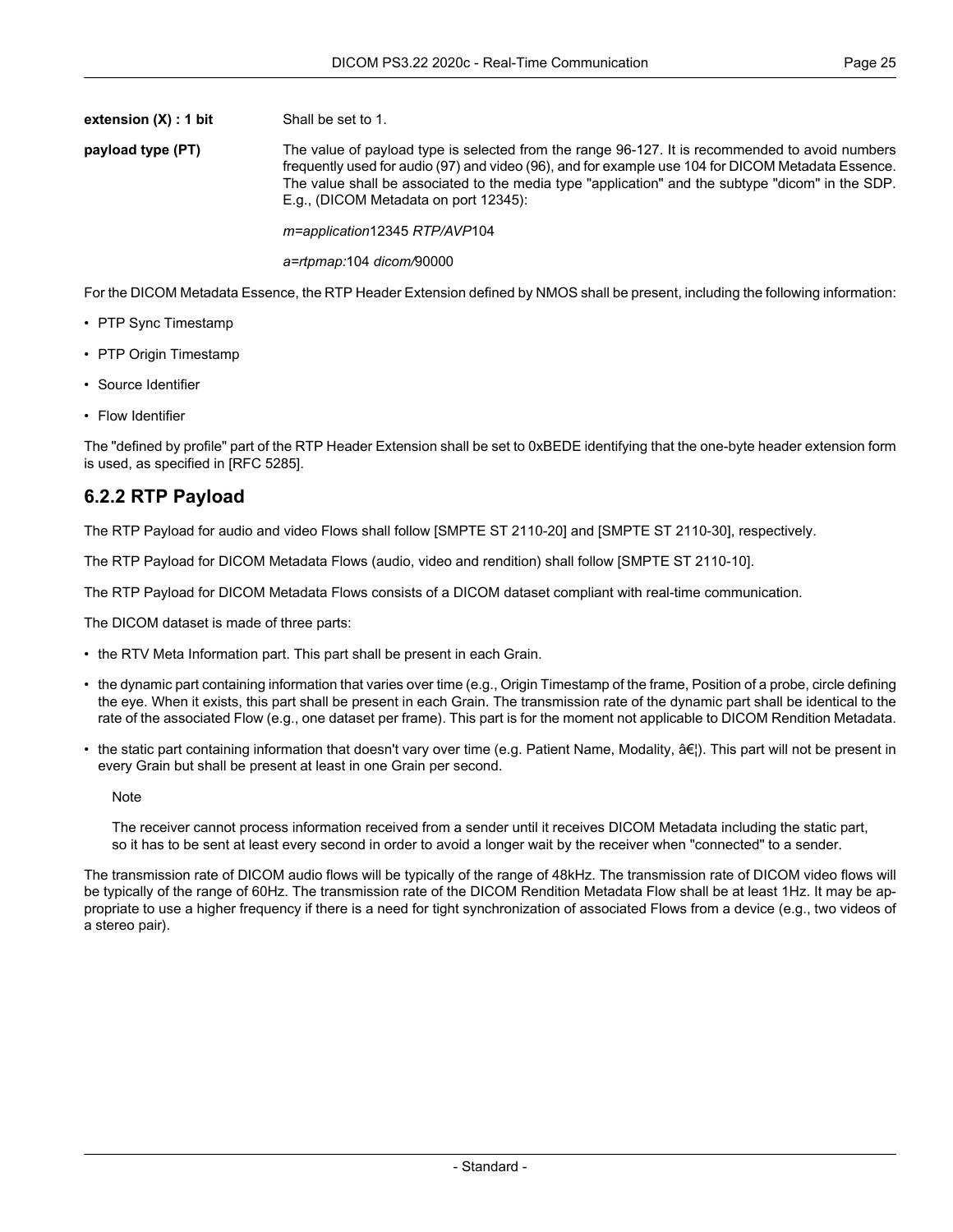**extension (X) : 1 bit** Shall be set to 1.

**payload type (PT)** The value of payload type is selected from the range 96-127. It is recommended to avoid numbers frequently used for audio (97) and video (96), and for example use 104 for DICOM Metadata Essence. The value shall be associated to the media type "application" and the subtype "dicom" in the SDP. E.g., (DICOM Metadata on port 12345):

*m=application*12345 *RTP/AVP*104

*a=rtpmap:*104 *dicom/*90000

For the DICOM Metadata Essence, the RTP Header Extension defined by NMOS shall be present, including the following information:

- PTP Sync Timestamp
- PTP Origin Timestamp
- Source Identifier
- Flow Identifier

The "defined by profile" part of the RTP Header Extension shall be set to 0xBEDE identifying that the one-byte header extension form is used, as specified in [RFC 5285].

## 6.2.2 RTP Payload

The RTP Payload for audio and video Flows shall follow [SMPTE ST 2110-20] and [SMPTE ST 2110-30], respectively.

The RTP Payload for DICOM Metadata Flows (audio, video and rendition) shall follow [SMPTE ST 2110-10].

The RTP Payload for DICOM Metadata Flows consists of a DICOM dataset compliant with real-time communication.

The DICOM dataset is made of three parts:

- the RTV Meta Information part. This part shall be present in each Grain.
- the dynamic part containing information that varies over time (e.g., Origin Timestamp of the frame, Position of a probe, circle defining the eye. When it exists, this part shall be present in each Grain. The transmission rate of the dynamic part shall be identical to the rate of the associated Flow (e.g., one dataset per frame). This part is for the moment not applicable to DICOM Rendition Metadata.
- the static part containing information that doesn't vary over time (e.g. Patient Name, Modality, â€¦). This part will not be present in every Grain but shall be present at least in one Grain per second.

  Note

  The receiver cannot process information received from a sender until it receives DICOM Metadata including the static part, so it has to be sent at least every second in order to avoid a longer wait by the receiver when "connected" to a sender.

The transmission rate of DICOM audio flows will be typically of the range of 48kHz. The transmission rate of DICOM video flows will be typically of the range of 60Hz. The transmission rate of the DICOM Rendition Metadata Flow shall be at least 1Hz. It may be appropriate to use a higher frequency if there is a need for tight synchronization of associated Flows from a device (e.g., two videos of a stereo pair).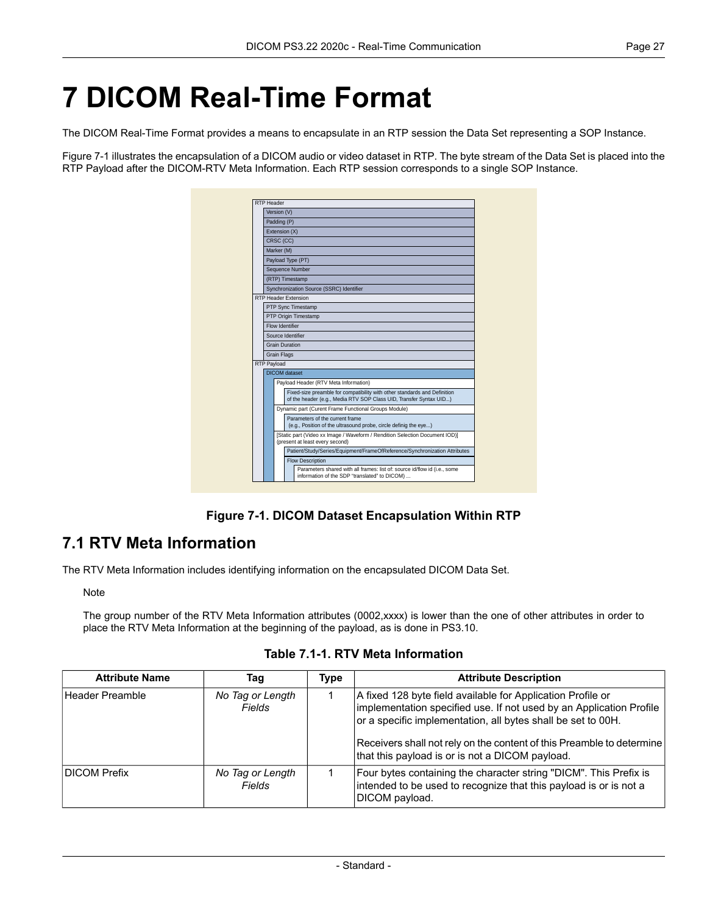# 7 DICOM Real-Time Format

The DICOM Real-Time Format provides a means to encapsulate in an RTP session the Data Set representing a SOP Instance.

Figure 7-1 illustrates the encapsulation of a DICOM audio or video dataset in RTP. The byte stream of the Data Set is placed into the RTP Payload after the DICOM-RTV Meta Information. Each RTP session corresponds to a single SOP Instance.

- RTP Header
  - Version (V)
  - Padding (P)
  - Extension (X)
  - CRSC (CC)
  - Marker (M)
  - Payload Type (PT)
  - Sequence Number
  - (RTP) Timestamp
  - Synchronization Source (SSRC) Identifier
- RTP Header Extension
  - PTP Sync Timestamp
  - PTP Origin Timestamp
  - Flow Identifier
  - Source Identifier
  - Grain Duration
  - Grain Flags
- RTP Payload
  - DICOM dataset
    - Payload Header (RTV Meta Information)
      - Fixed-size preamble for compatibility with other standards and Definition of the header (e.g., Media RTV SOP Class UID, Transfer Syntax UID...)
    - Dynamic part (Curent Frame Functional Groups Module)
      - Parameters of the current frame (e.g., Position of the ultrasound probe, circle definig the eye...)
    - [Static part (Video xx Image / Waveform / Rendition Selection Document IOD)] (present at least every second)
      - Patient/Study/Series/Equipment/FrameOfReference/Synchronization Attributes
      - Flow Description
        - Parameters shared with all frames: list of: source id/flow id (i.e., some information of the SDP "translated" to DICOM) ...

**Figure 7-1. DICOM Dataset Encapsulation Within RTP**

## 7.1 RTV Meta Information

The RTV Meta Information includes identifying information on the encapsulated DICOM Data Set.

Note

The group number of the RTV Meta Information attributes (0002,xxxx) is lower than the one of other attributes in order to place the RTV Meta Information at the beginning of the payload, as is done in PS3.10.

**Table 7.1-1. RTV Meta Information**

| Attribute Name | Tag | Type | Attribute Description |
|---|---|---|---|
| Header Preamble | *No Tag or Length Fields* | 1 | A fixed 128 byte field available for Application Profile or implementation specified use. If not used by an Application Profile or a specific implementation, all bytes shall be set to 00H.<br><br>Receivers shall not rely on the content of this Preamble to determine that this payload is or is not a DICOM payload. |
| DICOM Prefix | *No Tag or Length Fields* | 1 | Four bytes containing the character string "DICM". This Prefix is intended to be used to recognize that this payload is or is not a DICOM payload. |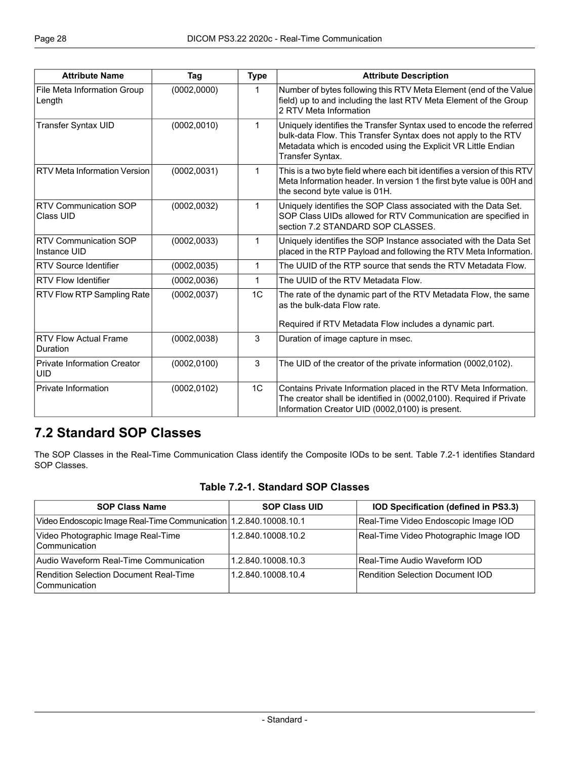| Attribute Name | Tag | Type | Attribute Description |
|---|---|---|---|
| File Meta Information Group Length | (0002,0000) | 1 | Number of bytes following this RTV Meta Element (end of the Value field) up to and including the last RTV Meta Element of the Group 2 RTV Meta Information |
| Transfer Syntax UID | (0002,0010) | 1 | Uniquely identifies the Transfer Syntax used to encode the referred bulk-data Flow. This Transfer Syntax does not apply to the RTV Metadata which is encoded using the Explicit VR Little Endian Transfer Syntax. |
| RTV Meta Information Version | (0002,0031) | 1 | This is a two byte field where each bit identifies a version of this RTV Meta Information header. In version 1 the first byte value is 00H and the second byte value is 01H. |
| RTV Communication SOP Class UID | (0002,0032) | 1 | Uniquely identifies the SOP Class associated with the Data Set. SOP Class UIDs allowed for RTV Communication are specified in section 7.2 STANDARD SOP CLASSES. |
| RTV Communication SOP Instance UID | (0002,0033) | 1 | Uniquely identifies the SOP Instance associated with the Data Set placed in the RTP Payload and following the RTV Meta Information. |
| RTV Source Identifier | (0002,0035) | 1 | The UUID of the RTP source that sends the RTV Metadata Flow. |
| RTV Flow Identifier | (0002,0036) | 1 | The UUID of the RTV Metadata Flow. |
| RTV Flow RTP Sampling Rate | (0002,0037) | 1C | The rate of the dynamic part of the RTV Metadata Flow, the same as the bulk-data Flow rate.<br><br>Required if RTV Metadata Flow includes a dynamic part. |
| RTV Flow Actual Frame Duration | (0002,0038) | 3 | Duration of image capture in msec. |
| Private Information Creator UID | (0002,0100) | 3 | The UID of the creator of the private information (0002,0102). |
| Private Information | (0002,0102) | 1C | Contains Private Information placed in the RTV Meta Information. The creator shall be identified in (0002,0100). Required if Private Information Creator UID (0002,0100) is present. |

## 7.2 Standard SOP Classes

The SOP Classes in the Real-Time Communication Class identify the Composite IODs to be sent. Table 7.2-1 identifies Standard SOP Classes.

**Table 7.2-1. Standard SOP Classes**

| SOP Class Name | SOP Class UID | IOD Specification (defined in PS3.3) |
|---|---|---|
| Video Endoscopic Image Real-Time Communication | 1.2.840.10008.10.1 | Real-Time Video Endoscopic Image IOD |
| Video Photographic Image Real-Time Communication | 1.2.840.10008.10.2 | Real-Time Video Photographic Image IOD |
| Audio Waveform Real-Time Communication | 1.2.840.10008.10.3 | Real-Time Audio Waveform IOD |
| Rendition Selection Document Real-Time Communication | 1.2.840.10008.10.4 | Rendition Selection Document IOD |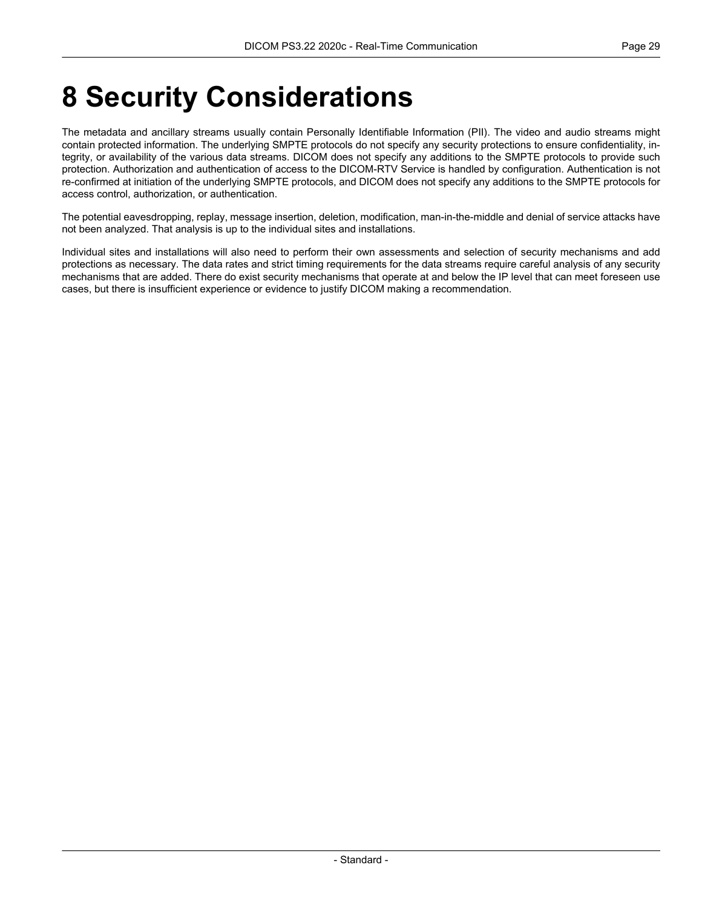# 8 Security Considerations

The metadata and ancillary streams usually contain Personally Identifiable Information (PII). The video and audio streams might contain protected information. The underlying SMPTE protocols do not specify any security protections to ensure confidentiality, integrity, or availability of the various data streams. DICOM does not specify any additions to the SMPTE protocols to provide such protection. Authorization and authentication of access to the DICOM-RTV Service is handled by configuration. Authentication is not re-confirmed at initiation of the underlying SMPTE protocols, and DICOM does not specify any additions to the SMPTE protocols for access control, authorization, or authentication.

The potential eavesdropping, replay, message insertion, deletion, modification, man-in-the-middle and denial of service attacks have not been analyzed. That analysis is up to the individual sites and installations.

Individual sites and installations will also need to perform their own assessments and selection of security mechanisms and add protections as necessary. The data rates and strict timing requirements for the data streams require careful analysis of any security mechanisms that are added. There do exist security mechanisms that operate at and below the IP level that can meet foreseen use cases, but there is insufficient experience or evidence to justify DICOM making a recommendation.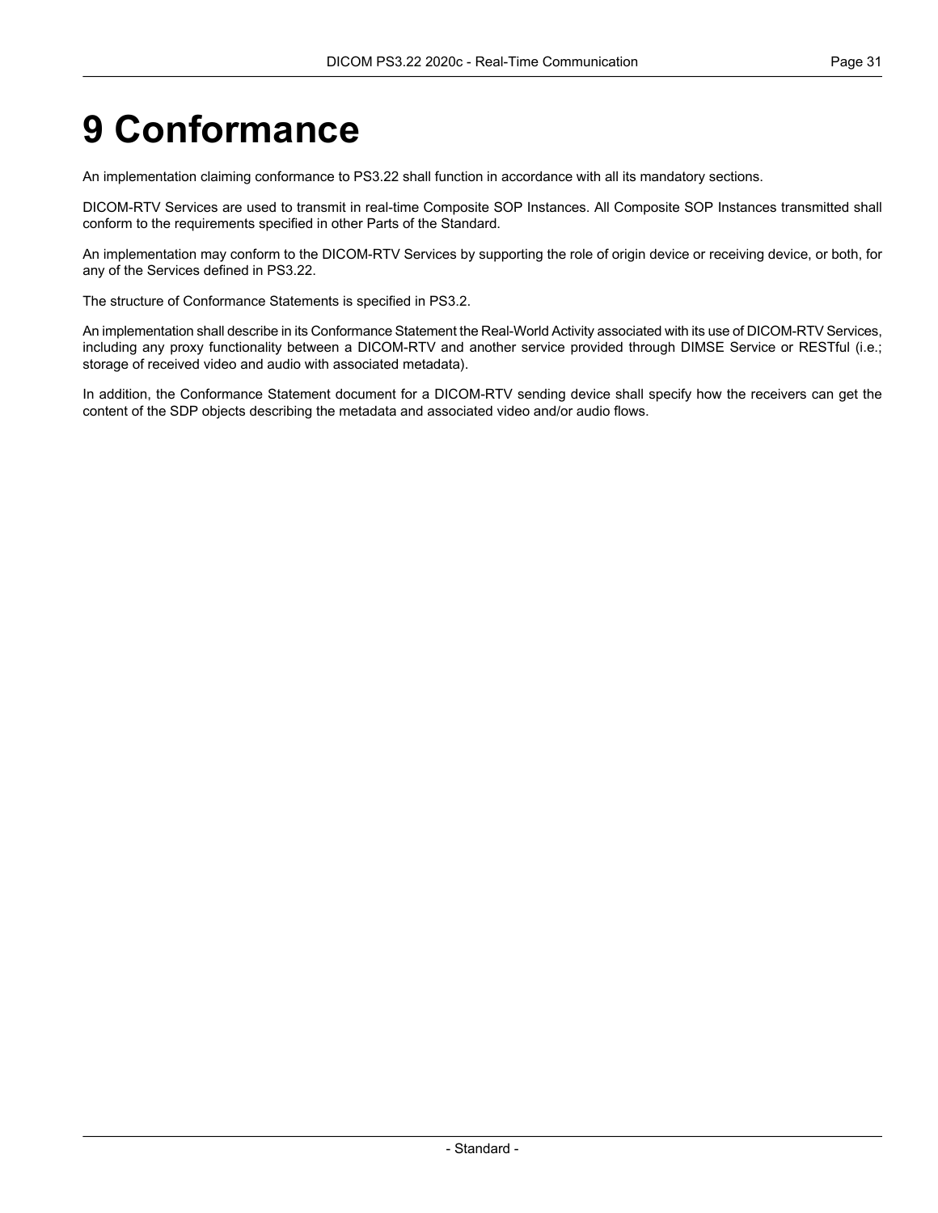# 9 Conformance

An implementation claiming conformance to PS3.22 shall function in accordance with all its mandatory sections.

DICOM-RTV Services are used to transmit in real-time Composite SOP Instances. All Composite SOP Instances transmitted shall conform to the requirements specified in other Parts of the Standard.

An implementation may conform to the DICOM-RTV Services by supporting the role of origin device or receiving device, or both, for any of the Services defined in PS3.22.

The structure of Conformance Statements is specified in PS3.2.

An implementation shall describe in its Conformance Statement the Real-World Activity associated with its use of DICOM-RTV Services, including any proxy functionality between a DICOM-RTV and another service provided through DIMSE Service or RESTful (i.e.; storage of received video and audio with associated metadata).

In addition, the Conformance Statement document for a DICOM-RTV sending device shall specify how the receivers can get the content of the SDP objects describing the metadata and associated video and/or audio flows.